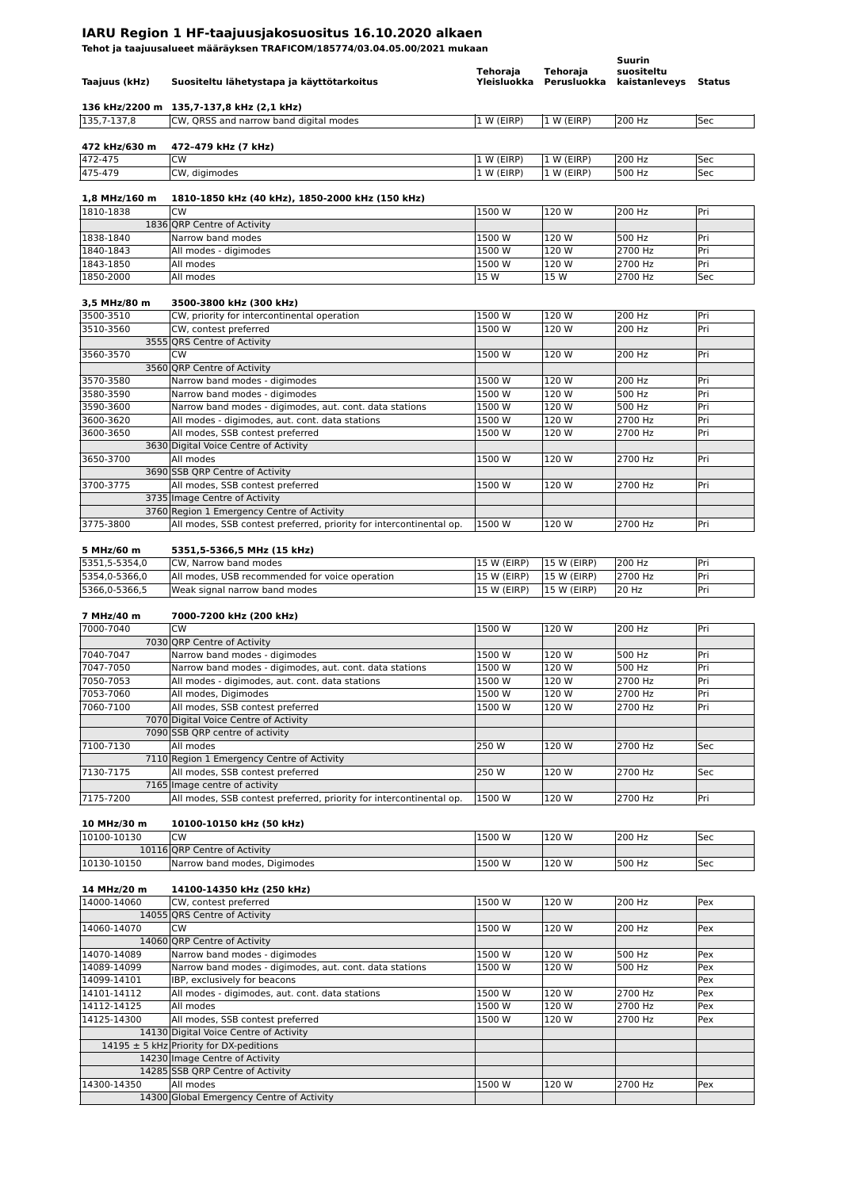# IARU Region 1 HF-taajuusjakosuositus 16.10.2020 alkaen

**Tehot ja taajuusalueet määräyksen TRAFICOM/185774/03.04.05.00/2021 mukaan**

| Taajuus (kHz) | Suositeltu lähetystapa ja käyttötarkoitus | Tehoraja Yleisluokka | Tehoraja Perusluokka | Suurin suositeltu kaistanleveys | Status |
|---|---|---|---|---|---|
| **136 kHz/2200 m** | **135,7-137,8 kHz (2,1 kHz)** | | | | |
| 135,7-137,8 | CW, QRSS and narrow band digital modes | 1 W (EIRP) | 1 W (EIRP) | 200 Hz | Sec |
| **472 kHz/630 m** | **472–479 kHz (7 kHz)** | | | | |
| 472-475 | CW | 1 W (EIRP) | 1 W (EIRP) | 200 Hz | Sec |
| 475-479 | CW, digimodes | 1 W (EIRP) | 1 W (EIRP) | 500 Hz | Sec |
| **1,8 MHz/160 m** | **1810-1850 kHz (40 kHz), 1850-2000 kHz (150 kHz)** | | | | |
| 1810-1838 | CW | 1500 W | 120 W | 200 Hz | Pri |
| 1836 | QRP Centre of Activity | | | | |
| 1838-1840 | Narrow band modes | 1500 W | 120 W | 500 Hz | Pri |
| 1840-1843 | All modes - digimodes | 1500 W | 120 W | 2700 Hz | Pri |
| 1843-1850 | All modes | 1500 W | 120 W | 2700 Hz | Pri |
| 1850-2000 | All modes | 15 W | 15 W | 2700 Hz | Sec |
| **3,5 MHz/80 m** | **3500-3800 kHz (300 kHz)** | | | | |
| 3500-3510 | CW, priority for intercontinental operation | 1500 W | 120 W | 200 Hz | Pri |
| 3510-3560 | CW, contest preferred | 1500 W | 120 W | 200 Hz | Pri |
| 3555 | QRS Centre of Activity | | | | |
| 3560-3570 | CW | 1500 W | 120 W | 200 Hz | Pri |
| 3560 | QRP Centre of Activity | | | | |
| 3570-3580 | Narrow band modes - digimodes | 1500 W | 120 W | 200 Hz | Pri |
| 3580-3590 | Narrow band modes - digimodes | 1500 W | 120 W | 500 Hz | Pri |
| 3590-3600 | Narrow band modes - digimodes, aut. cont. data stations | 1500 W | 120 W | 500 Hz | Pri |
| 3600-3620 | All modes - digimodes, aut. cont. data stations | 1500 W | 120 W | 2700 Hz | Pri |
| 3600-3650 | All modes, SSB contest preferred | 1500 W | 120 W | 2700 Hz | Pri |
| 3630 | Digital Voice Centre of Activity | | | | |
| 3650-3700 | All modes | 1500 W | 120 W | 2700 Hz | Pri |
| 3690 | SSB QRP Centre of Activity | | | | |
| 3700-3775 | All modes, SSB contest preferred | 1500 W | 120 W | 2700 Hz | Pri |
| 3735 | Image Centre of Activity | | | | |
| 3760 | Region 1 Emergency Centre of Activity | | | | |
| 3775-3800 | All modes, SSB contest preferred, priority for intercontinental op. | 1500 W | 120 W | 2700 Hz | Pri |
| **5 MHz/60 m** | **5351,5-5366,5 MHz (15 kHz)** | | | | |
| 5351,5-5354,0 | CW, Narrow band modes | 15 W (EIRP) | 15 W (EIRP) | 200 Hz | Pri |
| 5354,0-5366,0 | All modes, USB recommended for voice operation | 15 W (EIRP) | 15 W (EIRP) | 2700 Hz | Pri |
| 5366,0-5366,5 | Weak signal narrow band modes | 15 W (EIRP) | 15 W (EIRP) | 20 Hz | Pri |
| **7 MHz/40 m** | **7000-7200 kHz (200 kHz)** | | | | |
| 7000-7040 | CW | 1500 W | 120 W | 200 Hz | Pri |
| 7030 | QRP Centre of Activity | | | | |
| 7040-7047 | Narrow band modes - digimodes | 1500 W | 120 W | 500 Hz | Pri |
| 7047-7050 | Narrow band modes - digimodes, aut. cont. data stations | 1500 W | 120 W | 500 Hz | Pri |
| 7050-7053 | All modes - digimodes, aut. cont. data stations | 1500 W | 120 W | 2700 Hz | Pri |
| 7053-7060 | All modes, Digimodes | 1500 W | 120 W | 2700 Hz | Pri |
| 7060-7100 | All modes, SSB contest preferred | 1500 W | 120 W | 2700 Hz | Pri |
| 7070 | Digital Voice Centre of Activity | | | | |
| 7090 | SSB QRP centre of activity | | | | |
| 7100-7130 | All modes | 250 W | 120 W | 2700 Hz | Sec |
| 7110 | Region 1 Emergency Centre of Activity | | | | |
| 7130-7175 | All modes, SSB contest preferred | 250 W | 120 W | 2700 Hz | Sec |
| 7165 | Image centre of activity | | | | |
| 7175-7200 | All modes, SSB contest preferred, priority for intercontinental op. | 1500 W | 120 W | 2700 Hz | Pri |
| **10 MHz/30 m** | **10100-10150 kHz (50 kHz)** | | | | |
| 10100-10130 | CW | 1500 W | 120 W | 200 Hz | Sec |
| 10116 | QRP Centre of Activity | | | | |
| 10130-10150 | Narrow band modes, Digimodes | 1500 W | 120 W | 500 Hz | Sec |
| **14 MHz/20 m** | **14100-14350 kHz (250 kHz)** | | | | |
| 14000-14060 | CW, contest preferred | 1500 W | 120 W | 200 Hz | Pex |
| 14055 | QRS Centre of Activity | | | | |
| 14060-14070 | CW | 1500 W | 120 W | 200 Hz | Pex |
| 14060 | QRP Centre of Activity | | | | |
| 14070-14089 | Narrow band modes - digimodes | 1500 W | 120 W | 500 Hz | Pex |
| 14089-14099 | Narrow band modes - digimodes, aut. cont. data stations | 1500 W | 120 W | 500 Hz | Pex |
| 14099-14101 | IBP, exclusively for beacons | | | | Pex |
| 14101-14112 | All modes - digimodes, aut. cont. data stations | 1500 W | 120 W | 2700 Hz | Pex |
| 14112-14125 | All modes | 1500 W | 120 W | 2700 Hz | Pex |
| 14125-14300 | All modes, SSB contest preferred | 1500 W | 120 W | 2700 Hz | Pex |
| 14130 | Digital Voice Centre of Activity | | | | |
| 14195 ± 5 kHz | Priority for DX-peditions | | | | |
| 14230 | Image Centre of Activity | | | | |
| 14285 | SSB QRP Centre of Activity | | | | |
| 14300-14350 | All modes | 1500 W | 120 W | 2700 Hz | Pex |
| 14300 | Global Emergency Centre of Activity | | | | |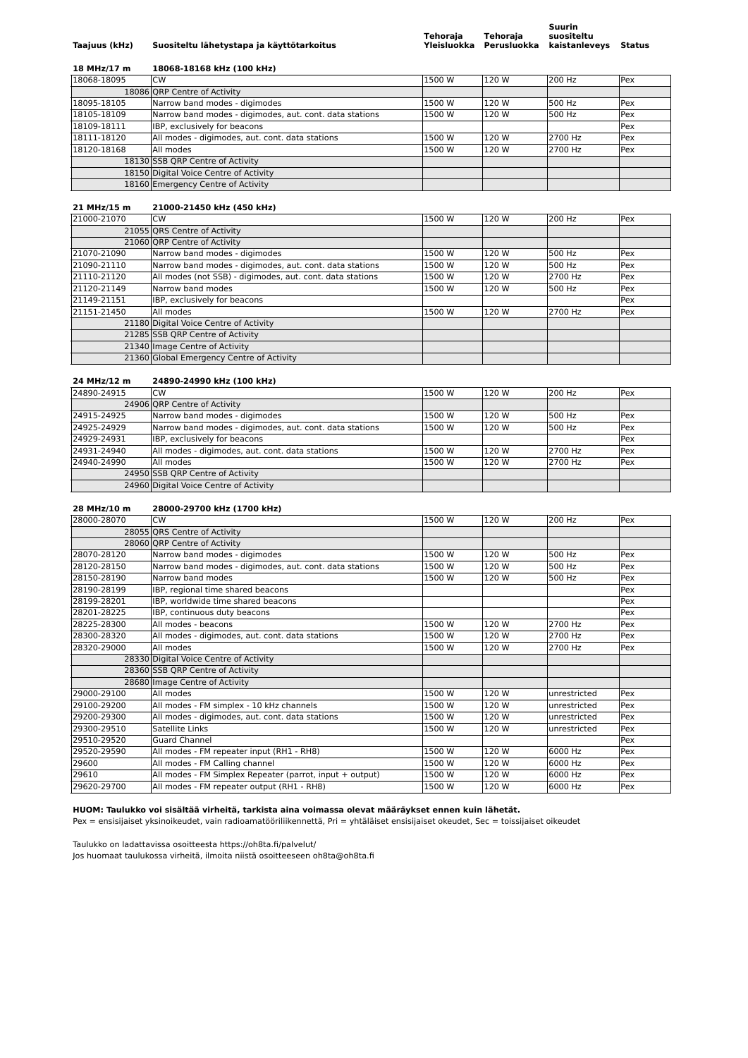| Taajuus (kHz) | Suositeltu lähetystapa ja käyttötarkoitus | Tehoraja Yleisluokka | Tehoraja Perusluokka | Suurin suositeltu kaistanleveys | Status |
|---|---|---|---|---|---|

**18 MHz/17 m** **18068-18168 kHz (100 kHz)**

| | | | | | |
|---|---|---|---|---|---|
| 18068-18095 | CW | 1500 W | 120 W | 200 Hz | Pex |
| 18086 | QRP Centre of Activity | | | | |
| 18095-18105 | Narrow band modes - digimodes | 1500 W | 120 W | 500 Hz | Pex |
| 18105-18109 | Narrow band modes - digimodes, aut. cont. data stations | 1500 W | 120 W | 500 Hz | Pex |
| 18109-18111 | IBP, exclusively for beacons | | | | Pex |
| 18111-18120 | All modes - digimodes, aut. cont. data stations | 1500 W | 120 W | 2700 Hz | Pex |
| 18120-18168 | All modes | 1500 W | 120 W | 2700 Hz | Pex |
| 18130 | SSB QRP Centre of Activity | | | | |
| 18150 | Digital Voice Centre of Activity | | | | |
| 18160 | Emergency Centre of Activity | | | | |

**21 MHz/15 m** **21000-21450 kHz (450 kHz)**

| | | | | | |
|---|---|---|---|---|---|
| 21000-21070 | CW | 1500 W | 120 W | 200 Hz | Pex |
| 21055 | QRS Centre of Activity | | | | |
| 21060 | QRP Centre of Activity | | | | |
| 21070-21090 | Narrow band modes - digimodes | 1500 W | 120 W | 500 Hz | Pex |
| 21090-21110 | Narrow band modes - digimodes, aut. cont. data stations | 1500 W | 120 W | 500 Hz | Pex |
| 21110-21120 | All modes (not SSB) - digimodes, aut. cont. data stations | 1500 W | 120 W | 2700 Hz | Pex |
| 21120-21149 | Narrow band modes | 1500 W | 120 W | 500 Hz | Pex |
| 21149-21151 | IBP, exclusively for beacons | | | | Pex |
| 21151-21450 | All modes | 1500 W | 120 W | 2700 Hz | Pex |
| 21180 | Digital Voice Centre of Activity | | | | |
| 21285 | SSB QRP Centre of Activity | | | | |
| 21340 | Image Centre of Activity | | | | |
| 21360 | Global Emergency Centre of Activity | | | | |

**24 MHz/12 m** **24890-24990 kHz (100 kHz)**

| | | | | | |
|---|---|---|---|---|---|
| 24890-24915 | CW | 1500 W | 120 W | 200 Hz | Pex |
| 24906 | QRP Centre of Activity | | | | |
| 24915-24925 | Narrow band modes - digimodes | 1500 W | 120 W | 500 Hz | Pex |
| 24925-24929 | Narrow band modes - digimodes, aut. cont. data stations | 1500 W | 120 W | 500 Hz | Pex |
| 24929-24931 | IBP, exclusively for beacons | | | | Pex |
| 24931-24940 | All modes - digimodes, aut. cont. data stations | 1500 W | 120 W | 2700 Hz | Pex |
| 24940-24990 | All modes | 1500 W | 120 W | 2700 Hz | Pex |
| 24950 | SSB QRP Centre of Activity | | | | |
| 24960 | Digital Voice Centre of Activity | | | | |

**28 MHz/10 m** **28000-29700 kHz (1700 kHz)**

| | | | | | |
|---|---|---|---|---|---|
| 28000-28070 | CW | 1500 W | 120 W | 200 Hz | Pex |
| 28055 | QRS Centre of Activity | | | | |
| 28060 | QRP Centre of Activity | | | | |
| 28070-28120 | Narrow band modes - digimodes | 1500 W | 120 W | 500 Hz | Pex |
| 28120-28150 | Narrow band modes - digimodes, aut. cont. data stations | 1500 W | 120 W | 500 Hz | Pex |
| 28150-28190 | Narrow band modes | 1500 W | 120 W | 500 Hz | Pex |
| 28190-28199 | IBP, regional time shared beacons | | | | Pex |
| 28199-28201 | IBP, worldwide time shared beacons | | | | Pex |
| 28201-28225 | IBP, continuous duty beacons | | | | Pex |
| 28225-28300 | All modes - beacons | 1500 W | 120 W | 2700 Hz | Pex |
| 28300-28320 | All modes - digimodes, aut. cont. data stations | 1500 W | 120 W | 2700 Hz | Pex |
| 28320-29000 | All modes | 1500 W | 120 W | 2700 Hz | Pex |
| 28330 | Digital Voice Centre of Activity | | | | |
| 28360 | SSB QRP Centre of Activity | | | | |
| 28680 | Image Centre of Activity | | | | |
| 29000-29100 | All modes | 1500 W | 120 W | unrestricted | Pex |
| 29100-29200 | All modes - FM simplex - 10 kHz channels | 1500 W | 120 W | unrestricted | Pex |
| 29200-29300 | All modes - digimodes, aut. cont. data stations | 1500 W | 120 W | unrestricted | Pex |
| 29300-29510 | Satellite Links | 1500 W | 120 W | unrestricted | Pex |
| 29510-29520 | Guard Channel | | | | Pex |
| 29520-29590 | All modes - FM repeater input (RH1 - RH8) | 1500 W | 120 W | 6000 Hz | Pex |
| 29600 | All modes - FM Calling channel | 1500 W | 120 W | 6000 Hz | Pex |
| 29610 | All modes - FM Simplex Repeater (parrot, input + output) | 1500 W | 120 W | 6000 Hz | Pex |
| 29620-29700 | All modes - FM repeater output (RH1 - RH8) | 1500 W | 120 W | 6000 Hz | Pex |

**HUOM: Taulukko voi sisältää virheitä, tarkista aina voimassa olevat määräykset ennen kuin lähetät.**
Pex = ensisijaiset yksinoikeudet, vain radioamatööriliikennettä, Pri = yhtäläiset ensisijaiset okeudet, Sec = toissijaiset oikeudet

Taulukko on ladattavissa osoitteesta https://oh8ta.fi/palvelut/
Jos huomaat taulukossa virheitä, ilmoita niistä osoitteeseen oh8ta@oh8ta.fi